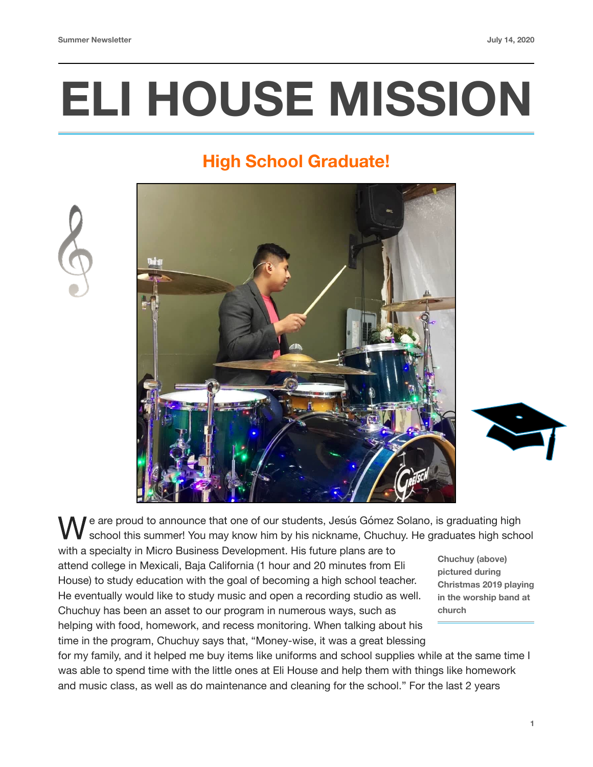# ELI HOUSE MISSION

## High School Graduate!

We are proud to announce that one of our students, Jesús Gómez Solano, is graduating high school this summer! You may know him by his nickname, Chuchuy. He graduates high school with a specialty in Micro Business Development. His future plans are to attend college in Mexicali, Baja California (1 hour and 20 minutes from Eli House) to study education with the goal of becoming a high school teacher. He eventually would like to study music and open a recording studio as well. Chuchuy has been an asset to our program in numerous ways, such as helping with food, homework, and recess monitoring. When talking about his time in the program, Chuchuy says that, "Money-wise, it was a great blessing for my family, and it helped me buy items like uniforms and school supplies while at the same time I was able to spend time with the little ones at Eli House and help them with things like homework and music class, as well as do maintenance and cleaning for the school." For the last 2 years

**Chuchuy (above) pictured during Christmas 2019 playing in the worship band at church**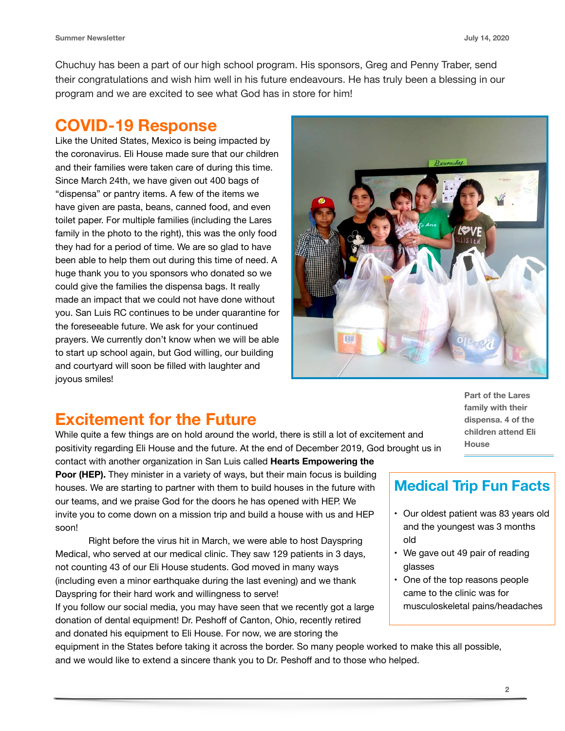Chuchuy has been a part of our high school program. His sponsors, Greg and Penny Traber, send their congratulations and wish him well in his future endeavours. He has truly been a blessing in our program and we are excited to see what God has in store for him!

## COVID-19 Response

Like the United States, Mexico is being impacted by the coronavirus. Eli House made sure that our children and their families were taken care of during this time. Since March 24th, we have given out 400 bags of "dispensa" or pantry items. A few of the items we have given are pasta, beans, canned food, and even toilet paper. For multiple families (including the Lares family in the photo to the right), this was the only food they had for a period of time. We are so glad to have been able to help them out during this time of need. A huge thank you to you sponsors who donated so we could give the families the dispensa bags. It really made an impact that we could not have done without you. San Luis RC continues to be under quarantine for the foreseeable future. We ask for your continued prayers. We currently don't know when we will be able to start up school again, but God willing, our building and courtyard will soon be filled with laughter and joyous smiles!

**Part of the Lares family with their dispensa. 4 of the children attend Eli House**

## Excitement for the Future

While quite a few things are on hold around the world, there is still a lot of excitement and positivity regarding Eli House and the future. At the end of December 2019, God brought us in contact with another organization in San Luis called **Hearts Empowering the Poor (HEP).** They minister in a variety of ways, but their main focus is building houses. We are starting to partner with them to build houses in the future with our teams, and we praise God for the doors he has opened with HEP. We invite you to come down on a mission trip and build a house with us and HEP soon!

Right before the virus hit in March, we were able to host Dayspring Medical, who served at our medical clinic. They saw 129 patients in 3 days, not counting 43 of our Eli House students. God moved in many ways (including even a minor earthquake during the last evening) and we thank Dayspring for their hard work and willingness to serve!

If you follow our social media, you may have seen that we recently got a large donation of dental equipment! Dr. Peshoff of Canton, Ohio, recently retired and donated his equipment to Eli House. For now, we are storing the equipment in the States before taking it across the border. So many people worked to make this all possible, and we would like to extend a sincere thank you to Dr. Peshoff and to those who helped.

## Medical Trip Fun Facts

- Our oldest patient was 83 years old and the youngest was 3 months old
- We gave out 49 pair of reading glasses
- One of the top reasons people came to the clinic was for musculoskeletal pains/headaches